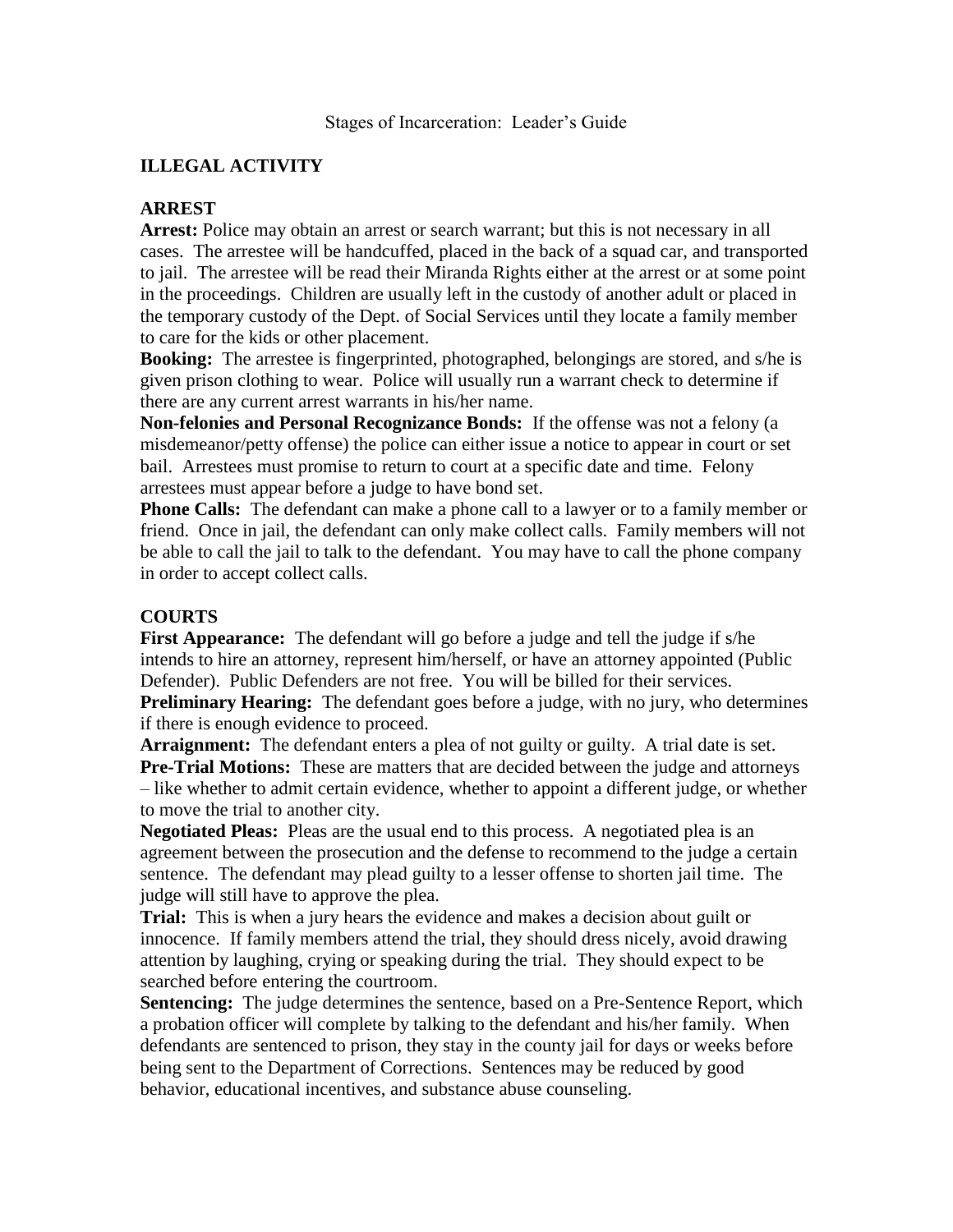# Stages of Incarceration: Leader's Guide

## ILLEGAL ACTIVITY

## ARREST

**Arrest:** Police may obtain an arrest or search warrant; but this is not necessary in all cases. The arrestee will be handcuffed, placed in the back of a squad car, and transported to jail. The arrestee will be read their Miranda Rights either at the arrest or at some point in the proceedings. Children are usually left in the custody of another adult or placed in the temporary custody of the Dept. of Social Services until they locate a family member to care for the kids or other placement.

**Booking:** The arrestee is fingerprinted, photographed, belongings are stored, and s/he is given prison clothing to wear. Police will usually run a warrant check to determine if there are any current arrest warrants in his/her name.

**Non-felonies and Personal Recognizance Bonds:** If the offense was not a felony (a misdemeanor/petty offense) the police can either issue a notice to appear in court or set bail. Arrestees must promise to return to court at a specific date and time. Felony arrestees must appear before a judge to have bond set.

**Phone Calls:** The defendant can make a phone call to a lawyer or to a family member or friend. Once in jail, the defendant can only make collect calls. Family members will not be able to call the jail to talk to the defendant. You may have to call the phone company in order to accept collect calls.

## COURTS

**First Appearance:** The defendant will go before a judge and tell the judge if s/he intends to hire an attorney, represent him/herself, or have an attorney appointed (Public Defender). Public Defenders are not free. You will be billed for their services.

**Preliminary Hearing:** The defendant goes before a judge, with no jury, who determines if there is enough evidence to proceed.

**Arraignment:** The defendant enters a plea of not guilty or guilty. A trial date is set.

**Pre-Trial Motions:** These are matters that are decided between the judge and attorneys – like whether to admit certain evidence, whether to appoint a different judge, or whether to move the trial to another city.

**Negotiated Pleas:** Pleas are the usual end to this process. A negotiated plea is an agreement between the prosecution and the defense to recommend to the judge a certain sentence. The defendant may plead guilty to a lesser offense to shorten jail time. The judge will still have to approve the plea.

**Trial:** This is when a jury hears the evidence and makes a decision about guilt or innocence. If family members attend the trial, they should dress nicely, avoid drawing attention by laughing, crying or speaking during the trial. They should expect to be searched before entering the courtroom.

**Sentencing:** The judge determines the sentence, based on a Pre-Sentence Report, which a probation officer will complete by talking to the defendant and his/her family. When defendants are sentenced to prison, they stay in the county jail for days or weeks before being sent to the Department of Corrections. Sentences may be reduced by good behavior, educational incentives, and substance abuse counseling.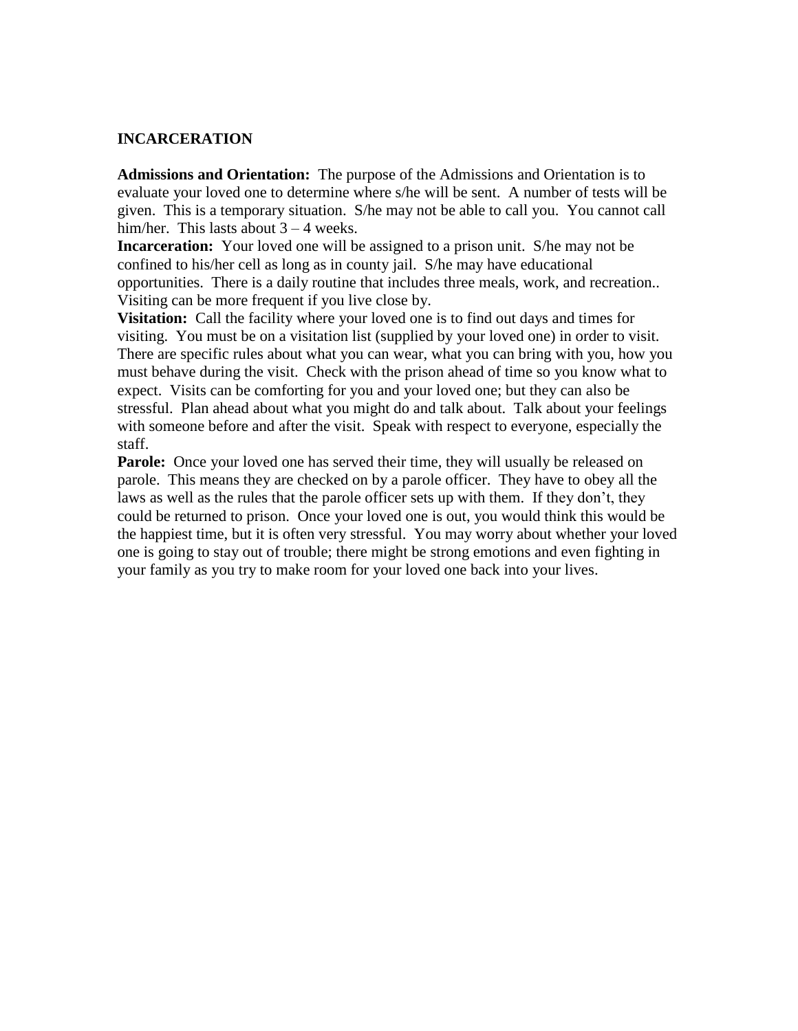**INCARCERATION**

**Admissions and Orientation:** The purpose of the Admissions and Orientation is to evaluate your loved one to determine where s/he will be sent. A number of tests will be given. This is a temporary situation. S/he may not be able to call you. You cannot call him/her. This lasts about 3 – 4 weeks.

**Incarceration:** Your loved one will be assigned to a prison unit. S/he may not be confined to his/her cell as long as in county jail. S/he may have educational opportunities. There is a daily routine that includes three meals, work, and recreation.. Visiting can be more frequent if you live close by.

**Visitation:** Call the facility where your loved one is to find out days and times for visiting. You must be on a visitation list (supplied by your loved one) in order to visit. There are specific rules about what you can wear, what you can bring with you, how you must behave during the visit. Check with the prison ahead of time so you know what to expect. Visits can be comforting for you and your loved one; but they can also be stressful. Plan ahead about what you might do and talk about. Talk about your feelings with someone before and after the visit. Speak with respect to everyone, especially the staff.

**Parole:** Once your loved one has served their time, they will usually be released on parole. This means they are checked on by a parole officer. They have to obey all the laws as well as the rules that the parole officer sets up with them. If they don't, they could be returned to prison. Once your loved one is out, you would think this would be the happiest time, but it is often very stressful. You may worry about whether your loved one is going to stay out of trouble; there might be strong emotions and even fighting in your family as you try to make room for your loved one back into your lives.